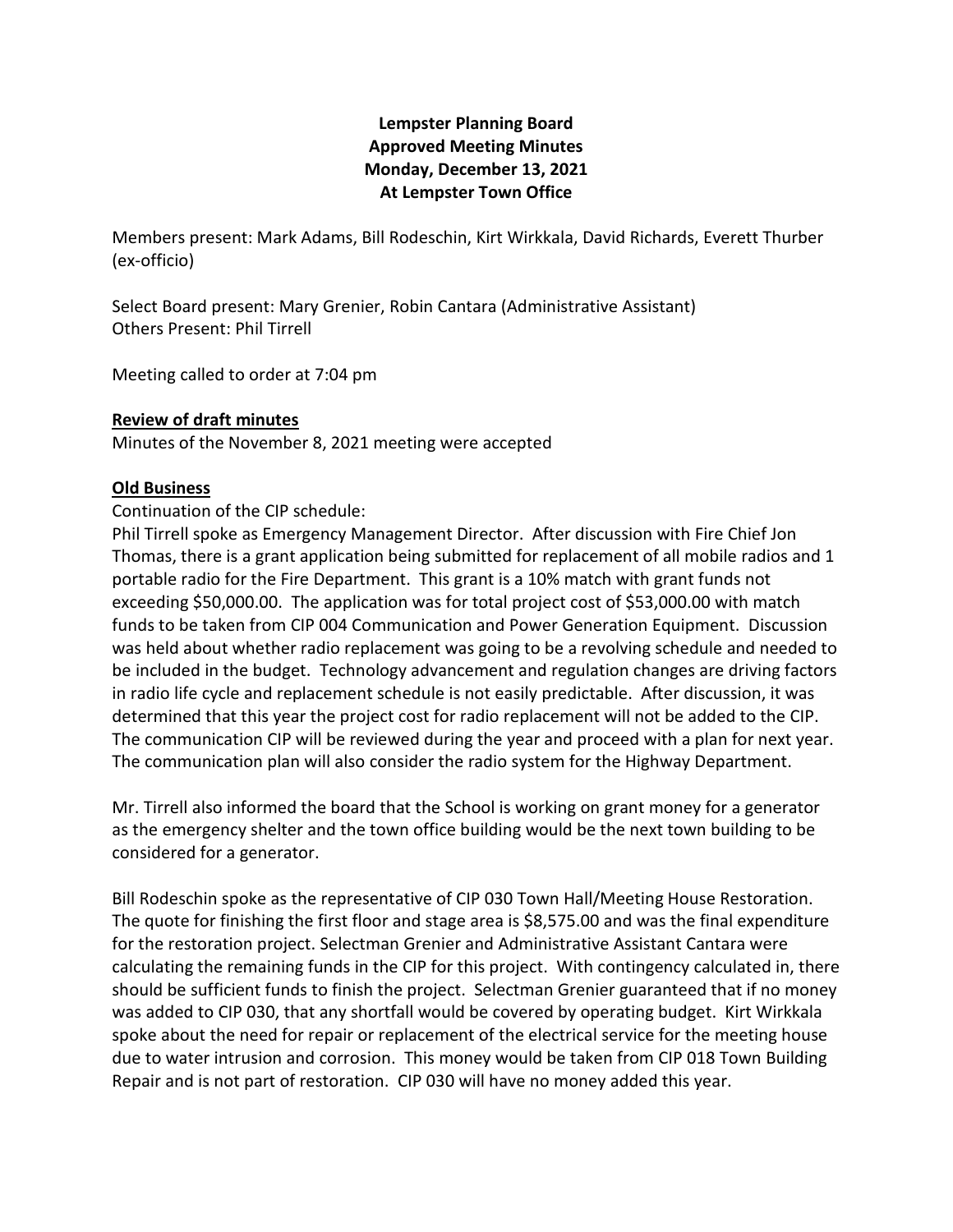# Lempster Planning Board
## Approved Meeting Minutes
## Monday, December 13, 2021
## At Lempster Town Office

Members present: Mark Adams, Bill Rodeschin, Kirt Wirkkala, David Richards, Everett Thurber (ex-officio)

Select Board present: Mary Grenier, Robin Cantara (Administrative Assistant)
Others Present: Phil Tirrell

Meeting called to order at 7:04 pm

**Review of draft minutes**

Minutes of the November 8, 2021 meeting were accepted

**Old Business**

Continuation of the CIP schedule:
Phil Tirrell spoke as Emergency Management Director. After discussion with Fire Chief Jon Thomas, there is a grant application being submitted for replacement of all mobile radios and 1 portable radio for the Fire Department. This grant is a 10% match with grant funds not exceeding $50,000.00. The application was for total project cost of $53,000.00 with match funds to be taken from CIP 004 Communication and Power Generation Equipment. Discussion was held about whether radio replacement was going to be a revolving schedule and needed to be included in the budget. Technology advancement and regulation changes are driving factors in radio life cycle and replacement schedule is not easily predictable. After discussion, it was determined that this year the project cost for radio replacement will not be added to the CIP. The communication CIP will be reviewed during the year and proceed with a plan for next year. The communication plan will also consider the radio system for the Highway Department.

Mr. Tirrell also informed the board that the School is working on grant money for a generator as the emergency shelter and the town office building would be the next town building to be considered for a generator.

Bill Rodeschin spoke as the representative of CIP 030 Town Hall/Meeting House Restoration. The quote for finishing the first floor and stage area is $8,575.00 and was the final expenditure for the restoration project. Selectman Grenier and Administrative Assistant Cantara were calculating the remaining funds in the CIP for this project. With contingency calculated in, there should be sufficient funds to finish the project. Selectman Grenier guaranteed that if no money was added to CIP 030, that any shortfall would be covered by operating budget. Kirt Wirkkala spoke about the need for repair or replacement of the electrical service for the meeting house due to water intrusion and corrosion. This money would be taken from CIP 018 Town Building Repair and is not part of restoration. CIP 030 will have no money added this year.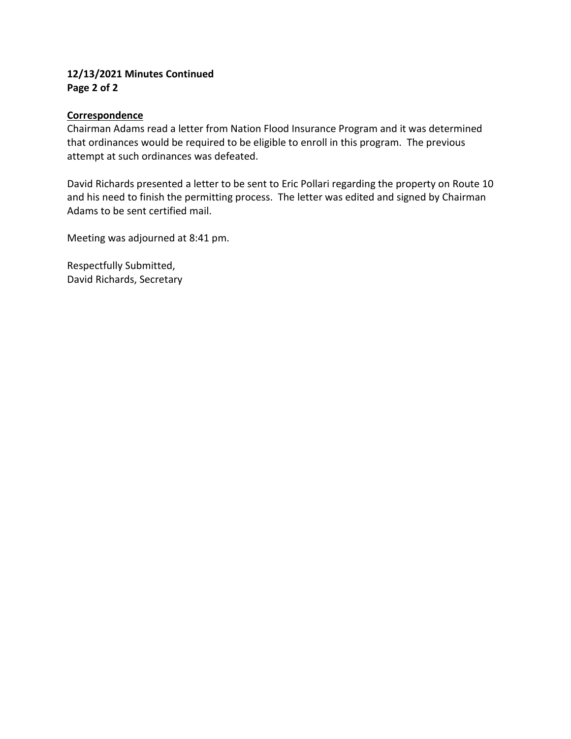**12/13/2021 Minutes Continued**
**Page 2 of 2**

**Correspondence**

Chairman Adams read a letter from Nation Flood Insurance Program and it was determined that ordinances would be required to be eligible to enroll in this program. The previous attempt at such ordinances was defeated.

David Richards presented a letter to be sent to Eric Pollari regarding the property on Route 10 and his need to finish the permitting process. The letter was edited and signed by Chairman Adams to be sent certified mail.

Meeting was adjourned at 8:41 pm.

Respectfully Submitted,
David Richards, Secretary